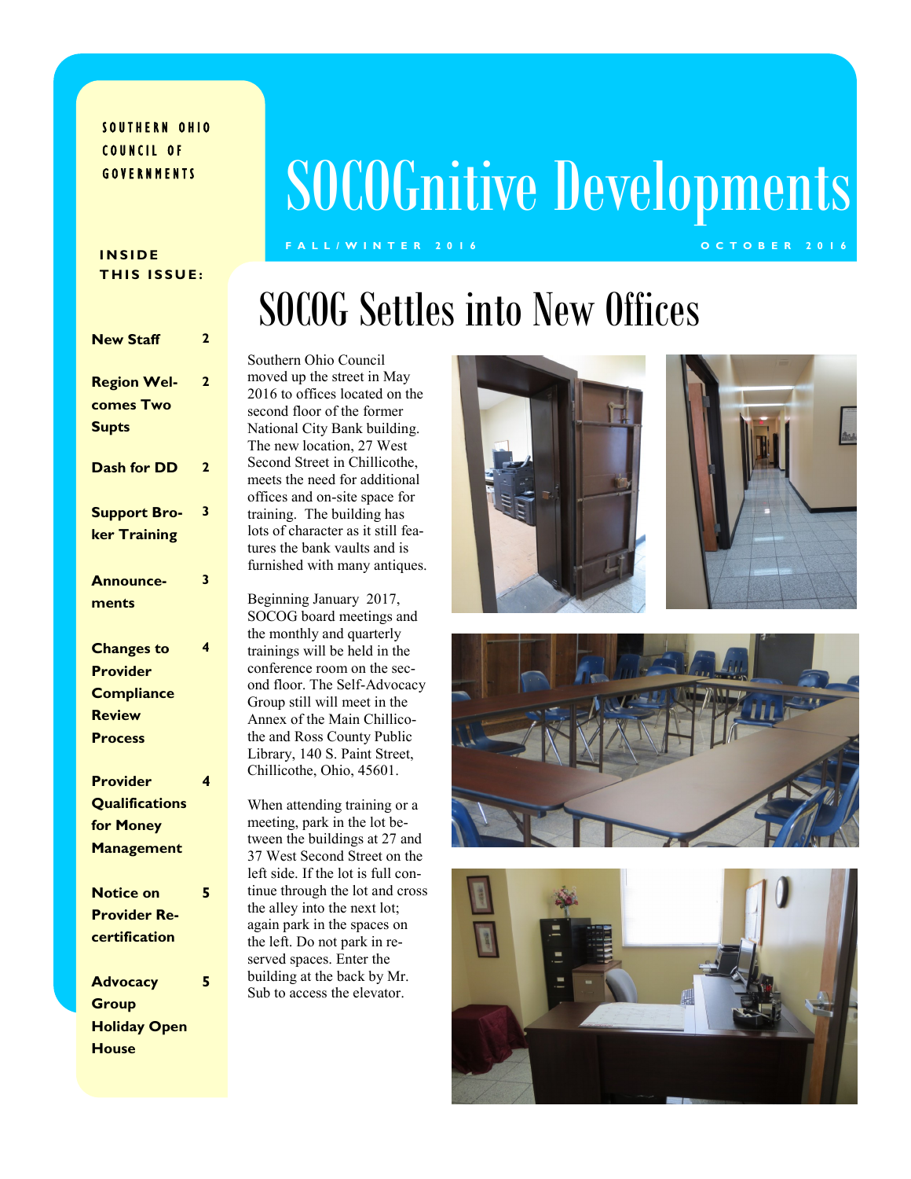SOUTHERN OHIO COUNCIL OF GOVERNMENTS

# SOCOGnitive Developments

FALL/WINTER 2016 — OCTOBER 2016

**INSIDE THIS ISSUE:**

| | |
|---|---|
| New Staff | 2 |
| Region Welcomes Two Supts | 2 |
| Dash for DD | 2 |
| Support Broker Training | 3 |
| Announcements | 3 |
| Changes to Provider Compliance Review Process | 4 |
| Provider Qualifications for Money Management | 4 |
| Notice on Provider Recertification | 5 |
| Advocacy Group Holiday Open House | 5 |

## SOCOG Settles into New Offices

Southern Ohio Council moved up the street in May 2016 to offices located on the second floor of the former National City Bank building. The new location, 27 West Second Street in Chillicothe, meets the need for additional offices and on-site space for training. The building has lots of character as it still features the bank vaults and is furnished with many antiques.

Beginning January 2017, SOCOG board meetings and the monthly and quarterly trainings will be held in the conference room on the second floor. The Self-Advocacy Group still will meet in the Annex of the Main Chillicothe and Ross County Public Library, 140 S. Paint Street, Chillicothe, Ohio, 45601.

When attending training or a meeting, park in the lot between the buildings at 27 and 37 West Second Street on the left side. If the lot is full continue through the lot and cross the alley into the next lot; again park in the spaces on the left. Do not park in reserved spaces. Enter the building at the back by Mr. Sub to access the elevator.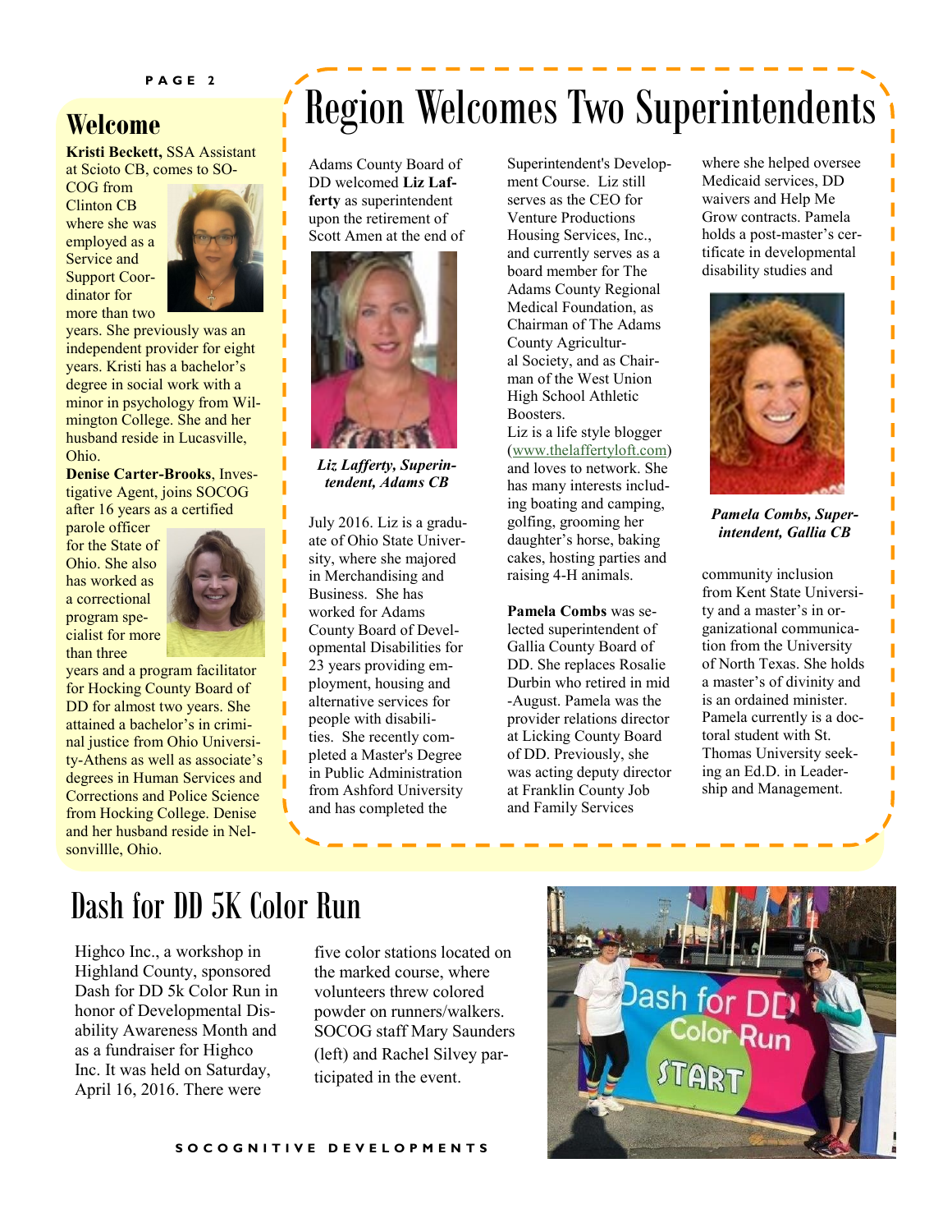## Welcome

**Kristi Beckett,** SSA Assistant at Scioto CB, comes to SOCOG from Clinton CB where she was employed as a Service and Support Coordinator for more than two years. She previously was an independent provider for eight years. Kristi has a bachelor's degree in social work with a minor in psychology from Wilmington College. She and her husband reside in Lucasville, Ohio.

**Denise Carter-Brooks**, Investigative Agent, joins SOCOG after 16 years as a certified parole officer for the State of Ohio. She also has worked as a correctional program specialist for more than three years and a program facilitator for Hocking County Board of DD for almost two years. She attained a bachelor's in criminal justice from Ohio University-Athens as well as associate's degrees in Human Services and Corrections and Police Science from Hocking College. Denise and her husband reside in Nelsonvillle, Ohio.

# Region Welcomes Two Superintendents

Adams County Board of DD welcomed **Liz Lafferty** as superintendent upon the retirement of Scott Amen at the end of July 2016. Liz is a graduate of Ohio State University, where she majored in Merchandising and Business. She has worked for Adams County Board of Developmental Disabilities for 23 years providing employment, housing and alternative services for people with disabilities. She recently completed a Master's Degree in Public Administration from Ashford University and has completed the Superintendent's Development Course. Liz still serves as the CEO for Venture Productions Housing Services, Inc., and currently serves as a board member for The Adams County Regional Medical Foundation, as Chairman of The Adams County Agricultural Society, and as Chairman of the West Union High School Athletic Boosters.

*Liz Lafferty, Superintendent, Adams CB*

Liz is a life style blogger (www.thelaffertyloft.com) and loves to network. She has many interests including boating and camping, golfing, grooming her daughter's horse, baking cakes, hosting parties and raising 4-H animals.

**Pamela Combs** was selected superintendent of Gallia County Board of DD. She replaces Rosalie Durbin who retired in mid-August. Pamela was the provider relations director at Licking County Board of DD. Previously, she was acting deputy director at Franklin County Job and Family Services where she helped oversee Medicaid services, DD waivers and Help Me Grow contracts. Pamela holds a post-master's certificate in developmental disability studies and community inclusion from Kent State University and a master's in organizational communication from the University of North Texas. She holds a master's of divinity and is an ordained minister. Pamela currently is a doctoral student with St. Thomas University seeking an Ed.D. in Leadership and Management.

*Pamela Combs, Superintendent, Gallia CB*

# Dash for DD 5K Color Run

Highco Inc., a workshop in Highland County, sponsored Dash for DD 5k Color Run in honor of Developmental Disability Awareness Month and as a fundraiser for Highco Inc. It was held on Saturday, April 16, 2016. There were five color stations located on the marked course, where volunteers threw colored powder on runners/walkers. SOCOG staff Mary Saunders (left) and Rachel Silvey participated in the event.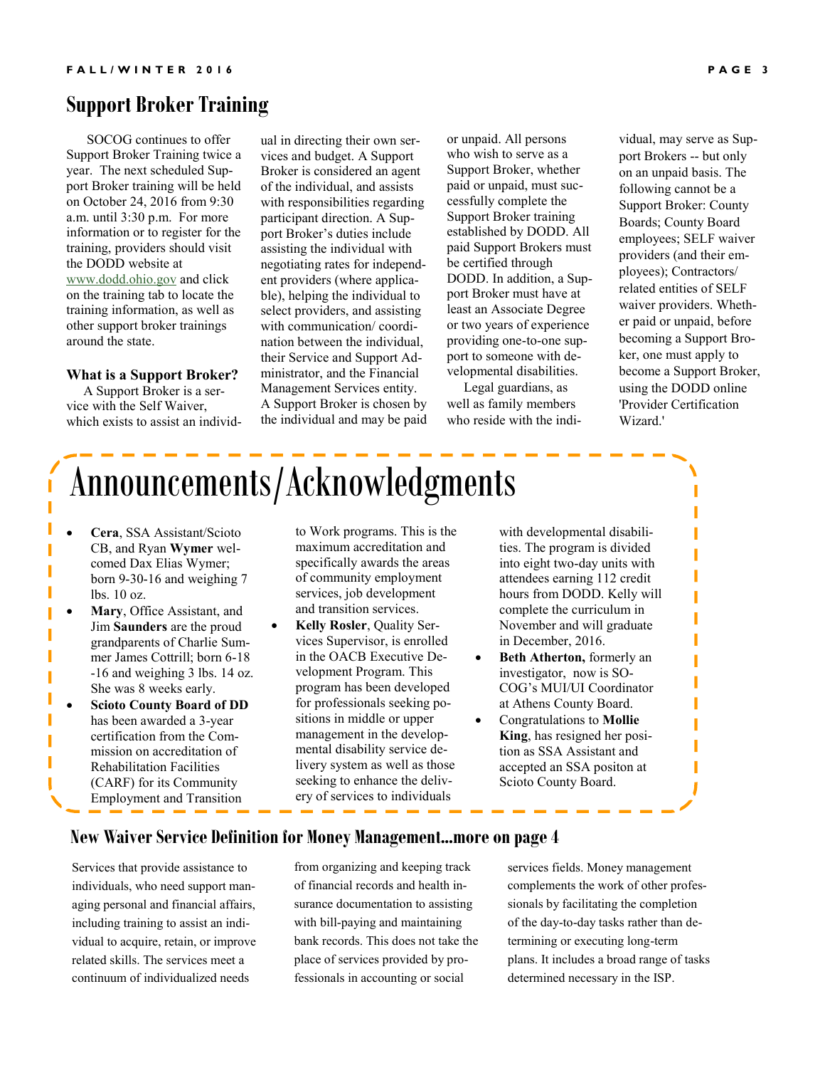## Support Broker Training

SOCOG continues to offer Support Broker Training twice a year. The next scheduled Support Broker training will be held on October 24, 2016 from 9:30 a.m. until 3:30 p.m. For more information or to register for the training, providers should visit the DODD website at www.dodd.ohio.gov and click on the training tab to locate the training information, as well as other support broker trainings around the state.

**What is a Support Broker?**

A Support Broker is a service with the Self Waiver, which exists to assist an individual in directing their own services and budget. A Support Broker is considered an agent of the individual, and assists with responsibilities regarding participant direction. A Support Broker's duties include assisting the individual with negotiating rates for independent providers (where applicable), helping the individual to select providers, and assisting with communication/ coordination between the individual, their Service and Support Administrator, and the Financial Management Services entity. A Support Broker is chosen by the individual and may be paid or unpaid. All persons who wish to serve as a Support Broker, whether paid or unpaid, must successfully complete the Support Broker training established by DODD. All paid Support Brokers must be certified through DODD. In addition, a Support Broker must have at least an Associate Degree or two years of experience providing one-to-one support to someone with developmental disabilities.

Legal guardians, as well as family members who reside with the individual, may serve as Support Brokers -- but only on an unpaid basis. The following cannot be a Support Broker: County Boards; County Board employees; SELF waiver providers (and their employees); Contractors/ related entities of SELF waiver providers. Whether paid or unpaid, before becoming a Support Broker, one must apply to become a Support Broker, using the DODD online 'Provider Certification Wizard.'

# Announcements/Acknowledgments

- **Cera**, SSA Assistant/Scioto CB, and Ryan **Wymer** welcomed Dax Elias Wymer; born 9-30-16 and weighing 7 lbs. 10 oz.
- **Mary**, Office Assistant, and Jim **Saunders** are the proud grandparents of Charlie Summer James Cottrill; born 6-18-16 and weighing 3 lbs. 14 oz. She was 8 weeks early.
- **Scioto County Board of DD** has been awarded a 3-year certification from the Commission on accreditation of Rehabilitation Facilities (CARF) for its Community Employment and Transition to Work programs. This is the maximum accreditation and specifically awards the areas of community employment services, job development and transition services.
- **Kelly Rosler**, Quality Services Supervisor, is enrolled in the OACB Executive Development Program. This program has been developed for professionals seeking positions in middle or upper management in the developmental disability service delivery system as well as those seeking to enhance the delivery of services to individuals with developmental disabilities. The program is divided into eight two-day units with attendees earning 112 credit hours from DODD. Kelly will complete the curriculum in November and will graduate in December, 2016.
- **Beth Atherton,** formerly an investigator, now is SOCOG's MUI/UI Coordinator at Athens County Board.
- Congratulations to **Mollie King**, has resigned her position as SSA Assistant and accepted an SSA positon at Scioto County Board.

## New Waiver Service Definition for Money Management...more on page 4

Services that provide assistance to individuals, who need support managing personal and financial affairs, including training to assist an individual to acquire, retain, or improve related skills. The services meet a continuum of individualized needs from organizing and keeping track of financial records and health insurance documentation to assisting with bill-paying and maintaining bank records. This does not take the place of services provided by professionals in accounting or social services fields. Money management complements the work of other professionals by facilitating the completion of the day-to-day tasks rather than determining or executing long-term plans. It includes a broad range of tasks determined necessary in the ISP.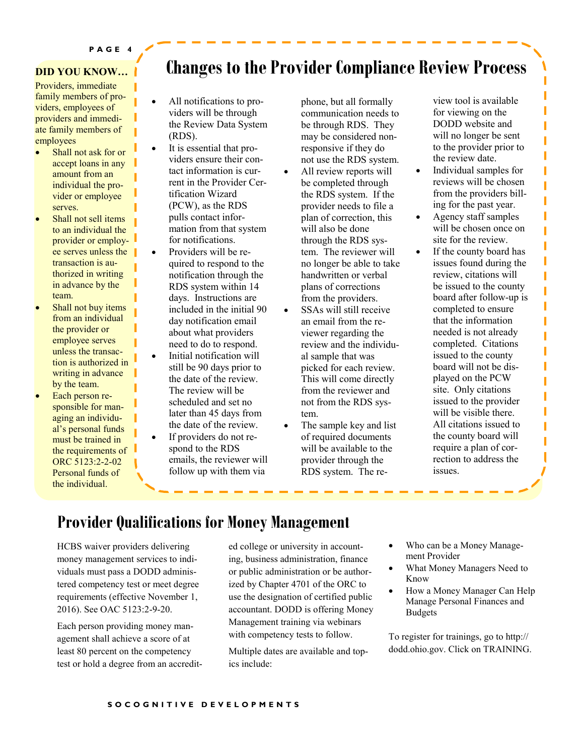### DID YOU KNOW…

Providers, immediate family members of providers, employees of providers and immediate family members of employees

- Shall not ask for or accept loans in any amount from an individual the provider or employee serves.
- Shall not sell items to an individual the provider or employee serves unless the transaction is authorized in writing in advance by the team.
- Shall not buy items from an individual the provider or employee serves unless the transaction is authorized in writing in advance by the team.
- Each person responsible for managing an individual's personal funds must be trained in the requirements of ORC 5123:2-2-02 Personal funds of the individual.

## Changes to the Provider Compliance Review Process

- All notifications to providers will be through the Review Data System (RDS).
- It is essential that providers ensure their contact information is current in the Provider Certification Wizard (PCW), as the RDS pulls contact information from that system for notifications.
- Providers will be required to respond to the notification through the RDS system within 14 days. Instructions are included in the initial 90 day notification email about what providers need to do to respond.
- Initial notification will still be 90 days prior to the date of the review. The review will be scheduled and set no later than 45 days from the date of the review.
- If providers do not respond to the RDS emails, the reviewer will follow up with them via phone, but all formally communication needs to be through RDS. They may be considered non-responsive if they do not use the RDS system.
- All review reports will be completed through the RDS system. If the provider needs to file a plan of correction, this will also be done through the RDS system. The reviewer will no longer be able to take handwritten or verbal plans of corrections from the providers.
- SSAs will still receive an email from the reviewer regarding the review and the individual sample that was picked for each review. This will come directly from the reviewer and not from the RDS system.
- The sample key and list of required documents will be available to the provider through the RDS system. The review tool is available for viewing on the DODD website and will no longer be sent to the provider prior to the review date.
- Individual samples for reviews will be chosen from the providers billing for the past year.
- Agency staff samples will be chosen once on site for the review.
- If the county board has issues found during the review, citations will be issued to the county board after follow-up is completed to ensure that the information needed is not already completed. Citations issued to the county board will not be displayed on the PCW site. Only citations issued to the provider will be visible there. All citations issued to the county board will require a plan of correction to address the issues.

## Provider Qualifications for Money Management

HCBS waiver providers delivering money management services to individuals must pass a DODD administered competency test or meet degree requirements (effective November 1, 2016). See OAC 5123:2-9-20.

Each person providing money management shall achieve a score of at least 80 percent on the competency test or hold a degree from an accredited college or university in accounting, business administration, finance or public administration or be authorized by Chapter 4701 of the ORC to use the designation of certified public accountant. DODD is offering Money Management training via webinars with competency tests to follow.

Multiple dates are available and topics include:

- Who can be a Money Management Provider
- What Money Managers Need to Know
- How a Money Manager Can Help Manage Personal Finances and Budgets

To register for trainings, go to http://dodd.ohio.gov. Click on TRAINING.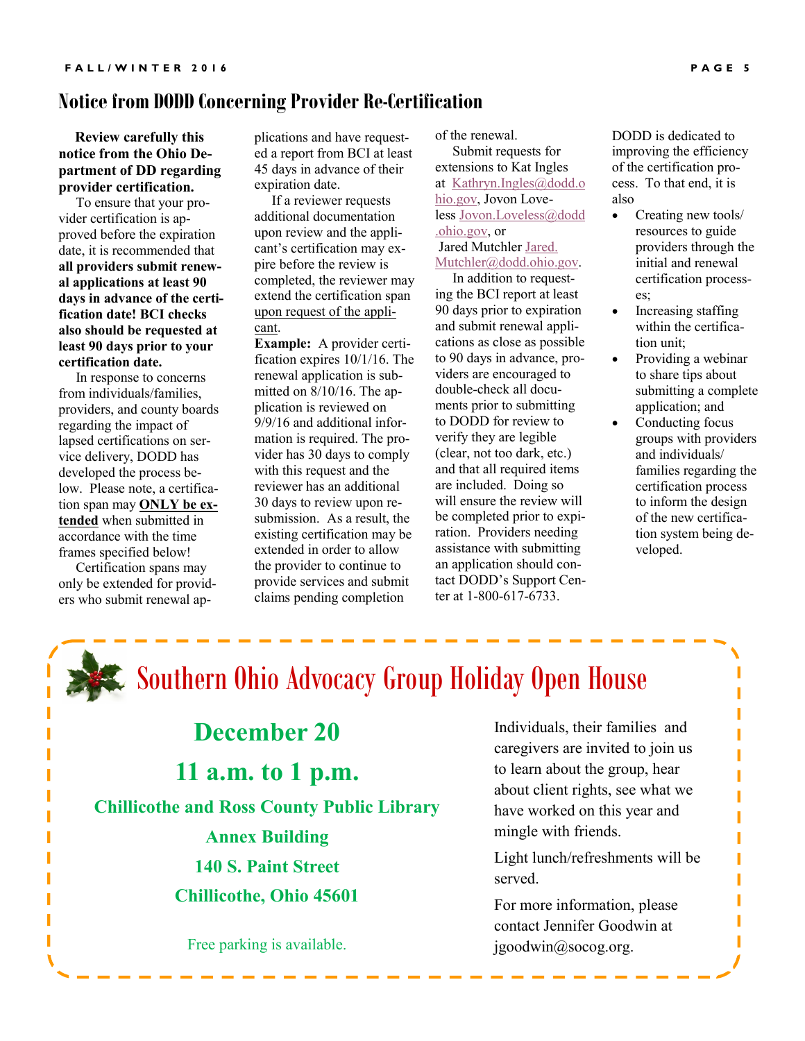## Notice from DODD Concerning Provider Re-Certification

**Review carefully this notice from the Ohio Department of DD regarding provider certification.**

To ensure that your provider certification is approved before the expiration date, it is recommended that **all providers submit renewal applications at least 90 days in advance of the certification date! BCI checks also should be requested at least 90 days prior to your certification date.**

In response to concerns from individuals/families, providers, and county boards regarding the impact of lapsed certifications on service delivery, DODD has developed the process below. Please note, a certification span may **ONLY be extended** when submitted in accordance with the time frames specified below!

Certification spans may only be extended for providers who submit renewal applications and have requested a report from BCI at least 45 days in advance of their expiration date.

If a reviewer requests additional documentation upon review and the applicant's certification may expire before the review is completed, the reviewer may extend the certification span upon request of the applicant.

**Example:** A provider certification expires 10/1/16. The renewal application is submitted on 8/10/16. The application is reviewed on 9/9/16 and additional information is required. The provider has 30 days to comply with this request and the reviewer has an additional 30 days to review upon resubmission. As a result, the existing certification may be extended in order to allow the provider to continue to provide services and submit claims pending completion of the renewal.

Submit requests for extensions to Kat Ingles at Kathryn.Ingles@dodd.ohio.gov, Jovon Loveless Jovon.Loveless@dodd.ohio.gov, or Jared Mutchler Jared.Mutchler@dodd.ohio.gov.

In addition to requesting the BCI report at least 90 days prior to expiration and submit renewal applications as close as possible to 90 days in advance, providers are encouraged to double-check all documents prior to submitting to DODD for review to verify they are legible (clear, not too dark, etc.) and that all required items are included. Doing so will ensure the review will be completed prior to expiration. Providers needing assistance with submitting an application should contact DODD's Support Center at 1-800-617-6733.

DODD is dedicated to improving the efficiency of the certification process. To that end, it is also

- Creating new tools/resources to guide providers through the initial and renewal certification processes;
- Increasing staffing within the certification unit;
- Providing a webinar to share tips about submitting a complete application; and
- Conducting focus groups with providers and individuals/families regarding the certification process to inform the design of the new certification system being developed.

## Southern Ohio Advocacy Group Holiday Open House

**December 20**

**11 a.m. to 1 p.m.**

**Chillicothe and Ross County Public Library**

**Annex Building**

**140 S. Paint Street**

**Chillicothe, Ohio 45601**

Free parking is available.

Individuals, their families and caregivers are invited to join us to learn about the group, hear about client rights, see what we have worked on this year and mingle with friends.

Light lunch/refreshments will be served.

For more information, please contact Jennifer Goodwin at jgoodwin@socog.org.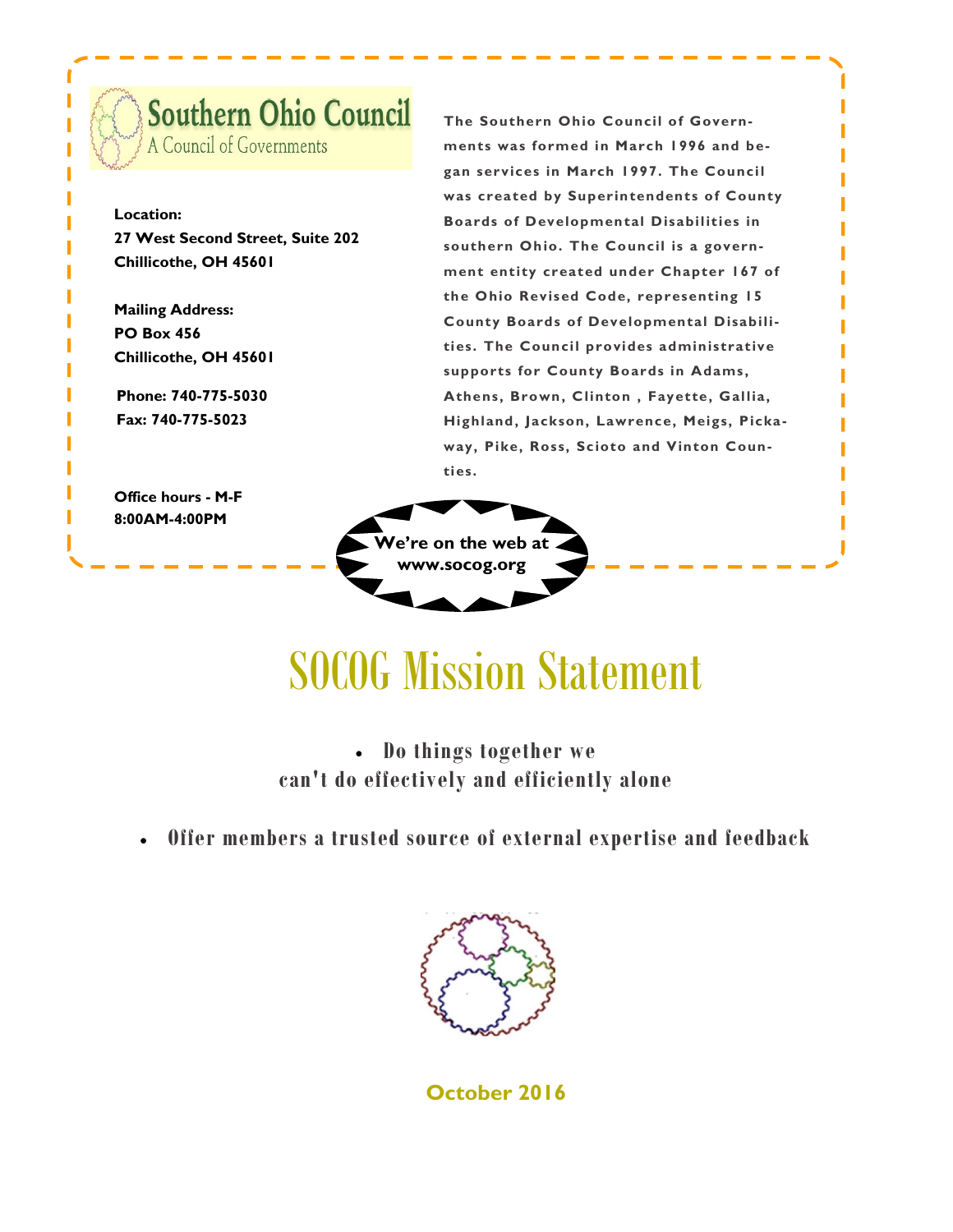**Southern Ohio Council**
A Council of Governments

**Location:**
**27 West Second Street, Suite 202**
**Chillicothe, OH 45601**

**Mailing Address:**
**PO Box 456**
**Chillicothe, OH 45601**

**Phone: 740-775-5030**
**Fax: 740-775-5023**

**Office hours - M-F**
**8:00AM-4:00PM**

**The Southern Ohio Council of Governments was formed in March 1996 and began services in March 1997. The Council was created by Superintendents of County Boards of Developmental Disabilities in southern Ohio. The Council is a government entity created under Chapter 167 of the Ohio Revised Code, representing 15 County Boards of Developmental Disabilities. The Council provides administrative supports for County Boards in Adams, Athens, Brown, Clinton , Fayette, Gallia, Highland, Jackson, Lawrence, Meigs, Pickaway, Pike, Ross, Scioto and Vinton Counties.**

**We're on the web at www.socog.org**

# SOCOG Mission Statement

- **Do things together we can't do effectively and efficiently alone**
- **Offer members a trusted source of external expertise and feedback**

**October 2016**